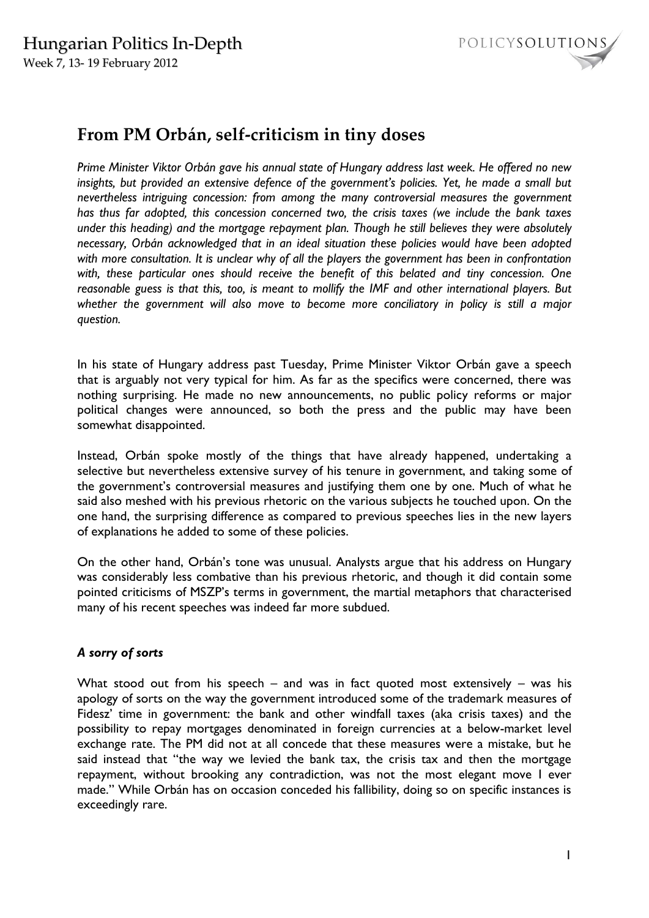# From PM Orbán, self-criticism in tiny doses

*Prime Minister Viktor Orbán gave his annual state of Hungary address last week. He offered no new insights, but provided an extensive defence of the government's policies. Yet, he made a small but nevertheless intriguing concession: from among the many controversial measures the government has thus far adopted, this concession concerned two, the crisis taxes (we include the bank taxes under this heading) and the mortgage repayment plan. Though he still believes they were absolutely necessary, Orbán acknowledged that in an ideal situation these policies would have been adopted with more consultation. It is unclear why of all the players the government has been in confrontation with, these particular ones should receive the benefit of this belated and tiny concession. One reasonable guess is that this, too, is meant to mollify the IMF and other international players. But whether the government will also move to become more conciliatory in policy is still a major question.*

In his state of Hungary address past Tuesday, Prime Minister Viktor Orbán gave a speech that is arguably not very typical for him. As far as the specifics were concerned, there was nothing surprising. He made no new announcements, no public policy reforms or major political changes were announced, so both the press and the public may have been somewhat disappointed.

Instead, Orbán spoke mostly of the things that have already happened, undertaking a selective but nevertheless extensive survey of his tenure in government, and taking some of the government's controversial measures and justifying them one by one. Much of what he said also meshed with his previous rhetoric on the various subjects he touched upon. On the one hand, the surprising difference as compared to previous speeches lies in the new layers of explanations he added to some of these policies.

On the other hand, Orbán's tone was unusual. Analysts argue that his address on Hungary was considerably less combative than his previous rhetoric, and though it did contain some pointed criticisms of MSZP's terms in government, the martial metaphors that characterised many of his recent speeches was indeed far more subdued.

### *A sorry of sorts*

What stood out from his speech – and was in fact quoted most extensively – was his apology of sorts on the way the government introduced some of the trademark measures of Fidesz' time in government: the bank and other windfall taxes (aka crisis taxes) and the possibility to repay mortgages denominated in foreign currencies at a below-market level exchange rate. The PM did not at all concede that these measures were a mistake, but he said instead that "the way we levied the bank tax, the crisis tax and then the mortgage repayment, without brooking any contradiction, was not the most elegant move I ever made." While Orbán has on occasion conceded his fallibility, doing so on specific instances is exceedingly rare.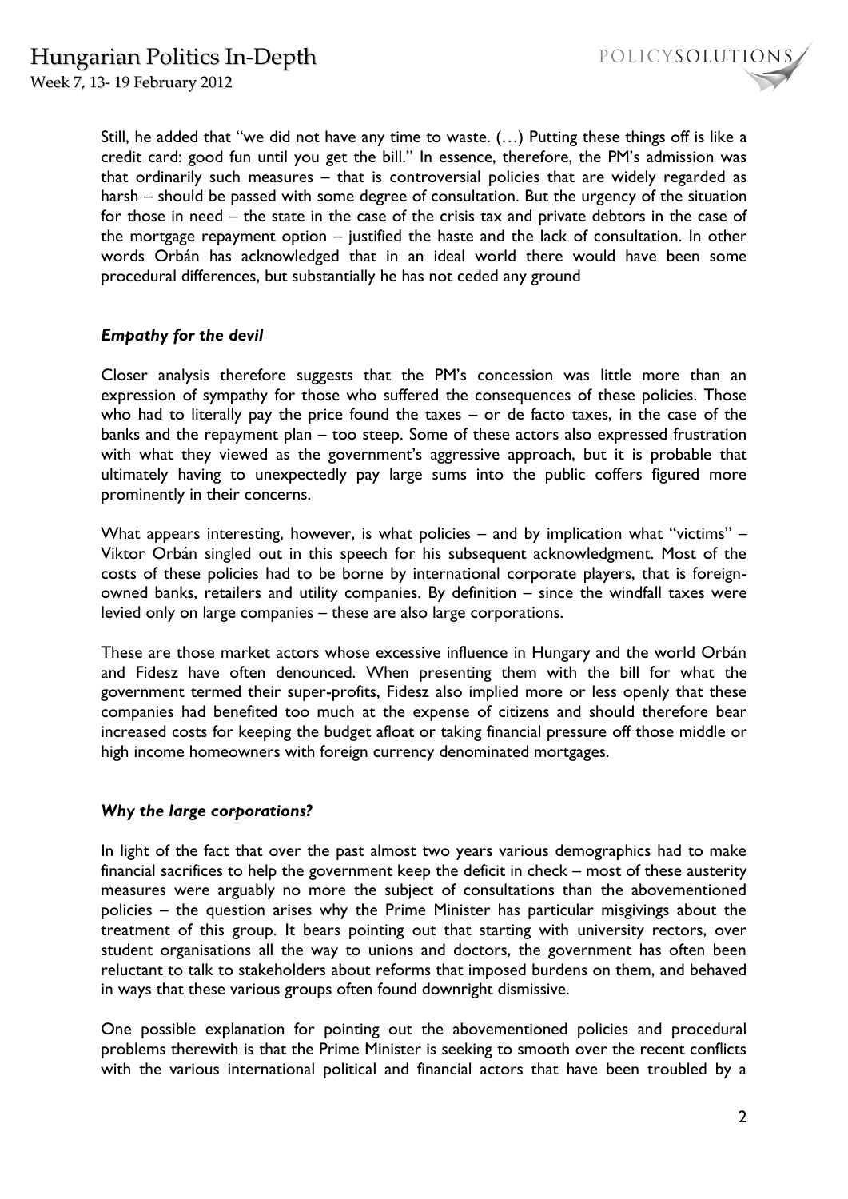Still, he added that "we did not have any time to waste. (…) Putting these things off is like a credit card: good fun until you get the bill." In essence, therefore, the PM's admission was that ordinarily such measures – that is controversial policies that are widely regarded as harsh – should be passed with some degree of consultation. But the urgency of the situation for those in need – the state in the case of the crisis tax and private debtors in the case of the mortgage repayment option – justified the haste and the lack of consultation. In other words Orbán has acknowledged that in an ideal world there would have been some procedural differences, but substantially he has not ceded any ground

### *Empathy for the devil*

Closer analysis therefore suggests that the PM's concession was little more than an expression of sympathy for those who suffered the consequences of these policies. Those who had to literally pay the price found the taxes – or de facto taxes, in the case of the banks and the repayment plan – too steep. Some of these actors also expressed frustration with what they viewed as the government's aggressive approach, but it is probable that ultimately having to unexpectedly pay large sums into the public coffers figured more prominently in their concerns.

What appears interesting, however, is what policies – and by implication what "victims" – Viktor Orbán singled out in this speech for his subsequent acknowledgment. Most of the costs of these policies had to be borne by international corporate players, that is foreign-owned banks, retailers and utility companies. By definition – since the windfall taxes were levied only on large companies – these are also large corporations.

These are those market actors whose excessive influence in Hungary and the world Orbán and Fidesz have often denounced. When presenting them with the bill for what the government termed their super-profits, Fidesz also implied more or less openly that these companies had benefited too much at the expense of citizens and should therefore bear increased costs for keeping the budget afloat or taking financial pressure off those middle or high income homeowners with foreign currency denominated mortgages.

### *Why the large corporations?*

In light of the fact that over the past almost two years various demographics had to make financial sacrifices to help the government keep the deficit in check – most of these austerity measures were arguably no more the subject of consultations than the abovementioned policies – the question arises why the Prime Minister has particular misgivings about the treatment of this group. It bears pointing out that starting with university rectors, over student organisations all the way to unions and doctors, the government has often been reluctant to talk to stakeholders about reforms that imposed burdens on them, and behaved in ways that these various groups often found downright dismissive.

One possible explanation for pointing out the abovementioned policies and procedural problems therewith is that the Prime Minister is seeking to smooth over the recent conflicts with the various international political and financial actors that have been troubled by a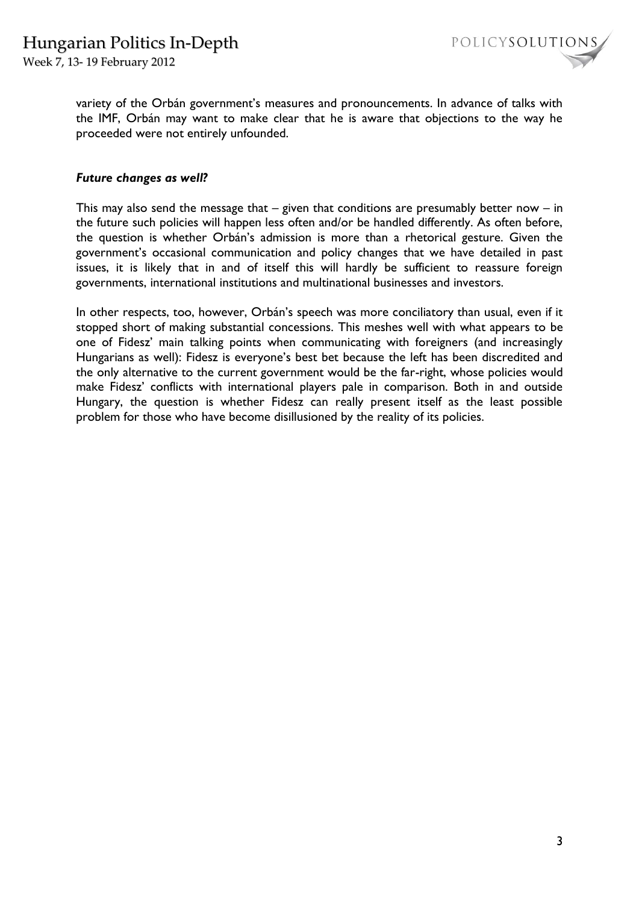variety of the Orbán government's measures and pronouncements. In advance of talks with the IMF, Orbán may want to make clear that he is aware that objections to the way he proceeded were not entirely unfounded.

### ***Future changes as well?***

This may also send the message that – given that conditions are presumably better now – in the future such policies will happen less often and/or be handled differently. As often before, the question is whether Orbán's admission is more than a rhetorical gesture. Given the government's occasional communication and policy changes that we have detailed in past issues, it is likely that in and of itself this will hardly be sufficient to reassure foreign governments, international institutions and multinational businesses and investors.

In other respects, too, however, Orbán's speech was more conciliatory than usual, even if it stopped short of making substantial concessions. This meshes well with what appears to be one of Fidesz' main talking points when communicating with foreigners (and increasingly Hungarians as well): Fidesz is everyone's best bet because the left has been discredited and the only alternative to the current government would be the far-right, whose policies would make Fidesz' conflicts with international players pale in comparison. Both in and outside Hungary, the question is whether Fidesz can really present itself as the least possible problem for those who have become disillusioned by the reality of its policies.